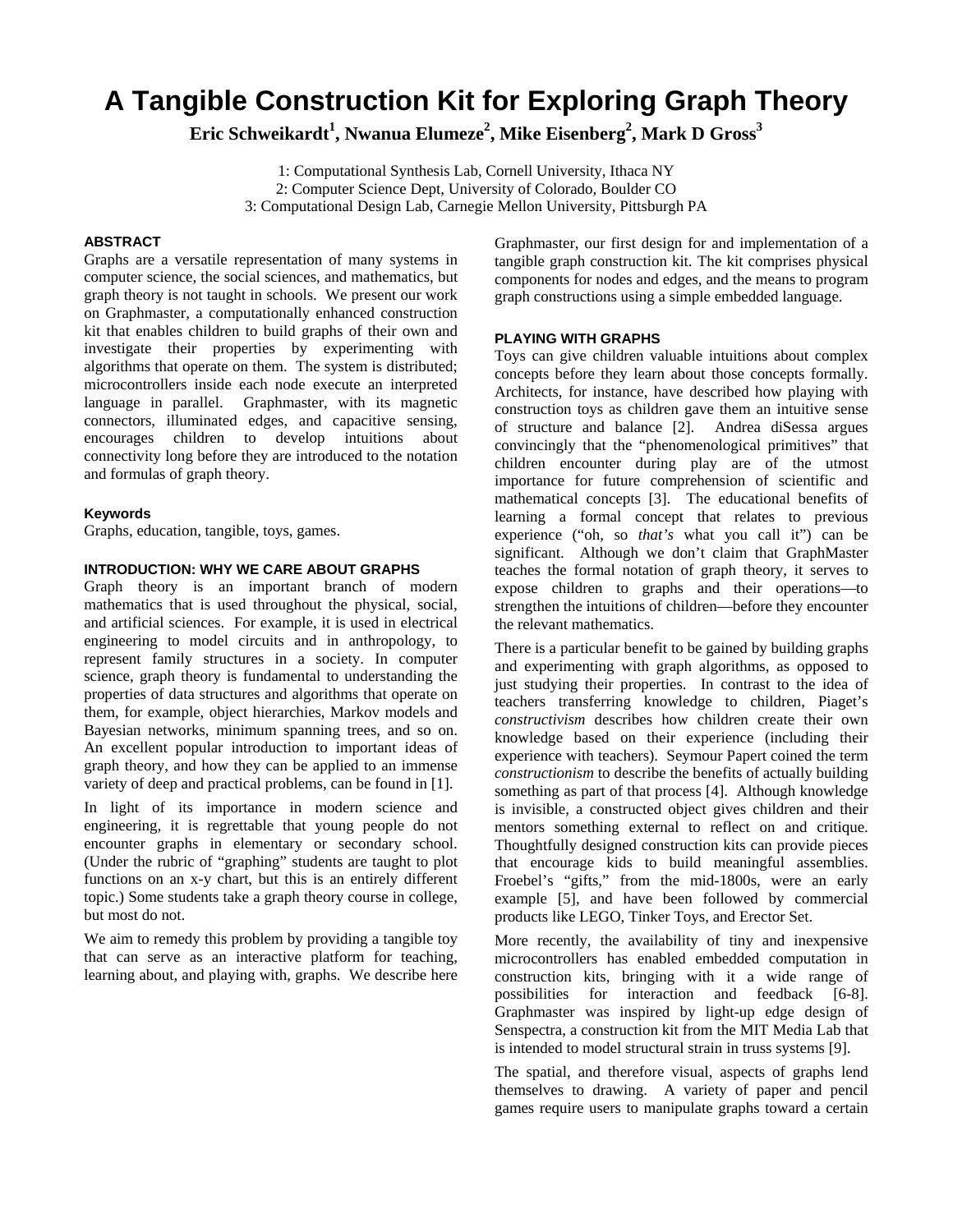# A Tangible Construction Kit for Exploring Graph Theory

**Eric Schweikardt[1], Nwanua Elumeze[2], Mike Eisenberg[2], Mark D Gross[3]**

1: Computational Synthesis Lab, Cornell University, Ithaca NY
2: Computer Science Dept, University of Colorado, Boulder CO
3: Computational Design Lab, Carnegie Mellon University, Pittsburgh PA

## ABSTRACT

Graphs are a versatile representation of many systems in computer science, the social sciences, and mathematics, but graph theory is not taught in schools. We present our work on Graphmaster, a computationally enhanced construction kit that enables children to build graphs of their own and investigate their properties by experimenting with algorithms that operate on them. The system is distributed; microcontrollers inside each node execute an interpreted language in parallel. Graphmaster, with its magnetic connectors, illuminated edges, and capacitive sensing, encourages children to develop intuitions about connectivity long before they are introduced to the notation and formulas of graph theory.

### Keywords

Graphs, education, tangible, toys, games.

## INTRODUCTION: WHY WE CARE ABOUT GRAPHS

Graph theory is an important branch of modern mathematics that is used throughout the physical, social, and artificial sciences. For example, it is used in electrical engineering to model circuits and in anthropology, to represent family structures in a society. In computer science, graph theory is fundamental to understanding the properties of data structures and algorithms that operate on them, for example, object hierarchies, Markov models and Bayesian networks, minimum spanning trees, and so on. An excellent popular introduction to important ideas of graph theory, and how they can be applied to an immense variety of deep and practical problems, can be found in [1].

In light of its importance in modern science and engineering, it is regrettable that young people do not encounter graphs in elementary or secondary school. (Under the rubric of "graphing" students are taught to plot functions on an x-y chart, but this is an entirely different topic.) Some students take a graph theory course in college, but most do not.

We aim to remedy this problem by providing a tangible toy that can serve as an interactive platform for teaching, learning about, and playing with, graphs. We describe here Graphmaster, our first design for and implementation of a tangible graph construction kit. The kit comprises physical components for nodes and edges, and the means to program graph constructions using a simple embedded language.

## PLAYING WITH GRAPHS

Toys can give children valuable intuitions about complex concepts before they learn about those concepts formally. Architects, for instance, have described how playing with construction toys as children gave them an intuitive sense of structure and balance [2]. Andrea diSessa argues convincingly that the "phenomenological primitives" that children encounter during play are of the utmost importance for future comprehension of scientific and mathematical concepts [3]. The educational benefits of learning a formal concept that relates to previous experience ("oh, so *that's* what you call it") can be significant. Although we don't claim that GraphMaster teaches the formal notation of graph theory, it serves to expose children to graphs and their operations—to strengthen the intuitions of children—before they encounter the relevant mathematics.

There is a particular benefit to be gained by building graphs and experimenting with graph algorithms, as opposed to just studying their properties. In contrast to the idea of teachers transferring knowledge to children, Piaget's *constructivism* describes how children create their own knowledge based on their experience (including their experience with teachers). Seymour Papert coined the term *constructionism* to describe the benefits of actually building something as part of that process [4]. Although knowledge is invisible, a constructed object gives children and their mentors something external to reflect on and critique. Thoughtfully designed construction kits can provide pieces that encourage kids to build meaningful assemblies. Froebel's "gifts," from the mid-1800s, were an early example [5], and have been followed by commercial products like LEGO, Tinker Toys, and Erector Set.

More recently, the availability of tiny and inexpensive microcontrollers has enabled embedded computation in construction kits, bringing with it a wide range of possibilities for interaction and feedback [6-8]. Graphmaster was inspired by light-up edge design of Senspectra, a construction kit from the MIT Media Lab that is intended to model structural strain in truss systems [9].

The spatial, and therefore visual, aspects of graphs lend themselves to drawing. A variety of paper and pencil games require users to manipulate graphs toward a certain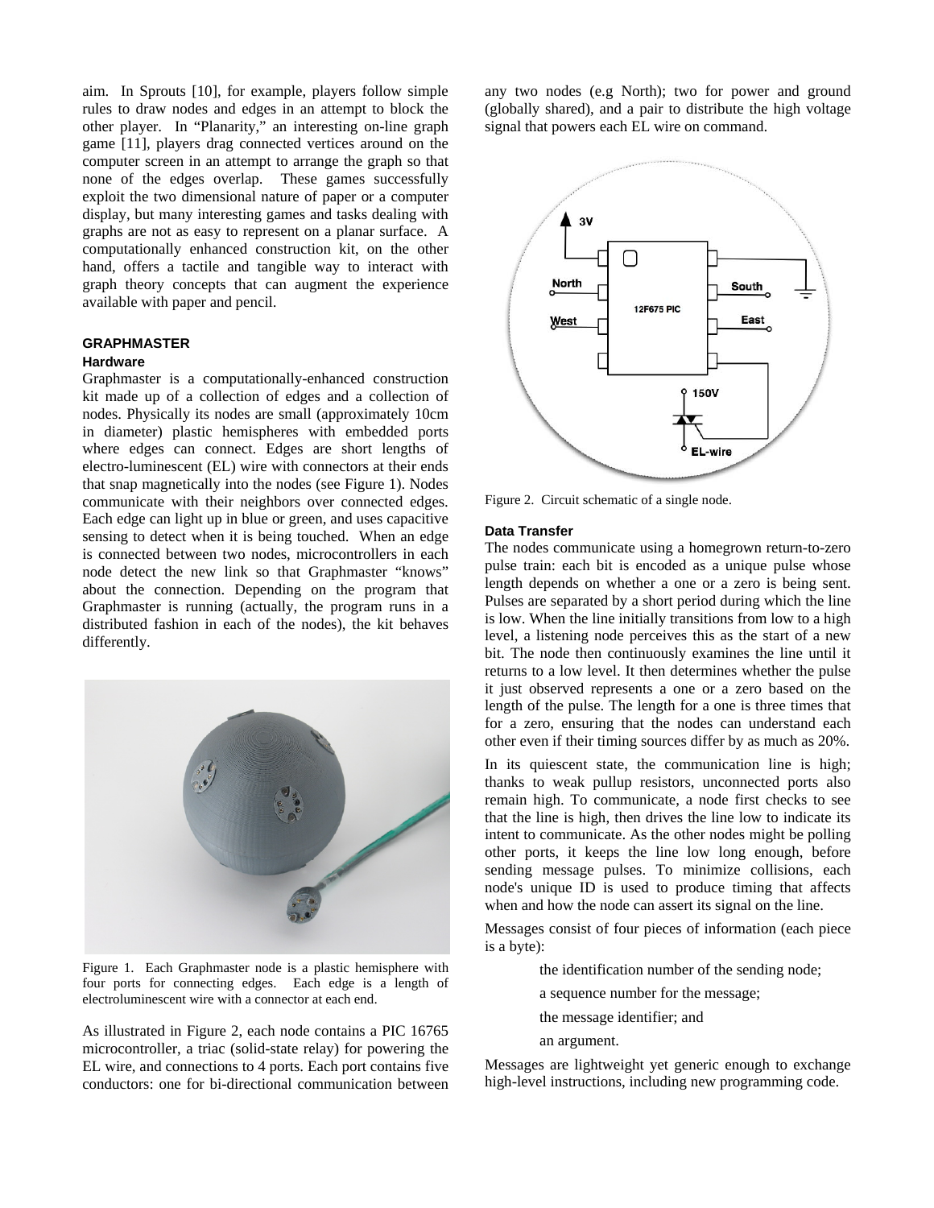aim. In Sprouts [10], for example, players follow simple rules to draw nodes and edges in an attempt to block the other player. In "Planarity," an interesting on-line graph game [11], players drag connected vertices around on the computer screen in an attempt to arrange the graph so that none of the edges overlap. These games successfully exploit the two dimensional nature of paper or a computer display, but many interesting games and tasks dealing with graphs are not as easy to represent on a planar surface. A computationally enhanced construction kit, on the other hand, offers a tactile and tangible way to interact with graph theory concepts that can augment the experience available with paper and pencil.

## GRAPHMASTER

### Hardware

Graphmaster is a computationally-enhanced construction kit made up of a collection of edges and a collection of nodes. Physically its nodes are small (approximately 10cm in diameter) plastic hemispheres with embedded ports where edges can connect. Edges are short lengths of electro-luminescent (EL) wire with connectors at their ends that snap magnetically into the nodes (see Figure 1). Nodes communicate with their neighbors over connected edges. Each edge can light up in blue or green, and uses capacitive sensing to detect when it is being touched. When an edge is connected between two nodes, microcontrollers in each node detect the new link so that Graphmaster "knows" about the connection. Depending on the program that Graphmaster is running (actually, the program runs in a distributed fashion in each of the nodes), the kit behaves differently.

Figure 1. Each Graphmaster node is a plastic hemisphere with four ports for connecting edges. Each edge is a length of electroluminescent wire with a connector at each end.

As illustrated in Figure 2, each node contains a PIC 16765 microcontroller, a triac (solid-state relay) for powering the EL wire, and connections to 4 ports. Each port contains five conductors: one for bi-directional communication between any two nodes (e.g North); two for power and ground (globally shared), and a pair to distribute the high voltage signal that powers each EL wire on command.

Figure 2. Circuit schematic of a single node.

### Data Transfer

The nodes communicate using a homegrown return-to-zero pulse train: each bit is encoded as a unique pulse whose length depends on whether a one or a zero is being sent. Pulses are separated by a short period during which the line is low. When the line initially transitions from low to a high level, a listening node perceives this as the start of a new bit. The node then continuously examines the line until it returns to a low level. It then determines whether the pulse it just observed represents a one or a zero based on the length of the pulse. The length for a one is three times that for a zero, ensuring that the nodes can understand each other even if their timing sources differ by as much as 20%.

In its quiescent state, the communication line is high; thanks to weak pullup resistors, unconnected ports also remain high. To communicate, a node first checks to see that the line is high, then drives the line low to indicate its intent to communicate. As the other nodes might be polling other ports, it keeps the line low long enough, before sending message pulses. To minimize collisions, each node's unique ID is used to produce timing that affects when and how the node can assert its signal on the line.

Messages consist of four pieces of information (each piece is a byte):

- the identification number of the sending node;
- a sequence number for the message;
- the message identifier; and
- an argument.

Messages are lightweight yet generic enough to exchange high-level instructions, including new programming code.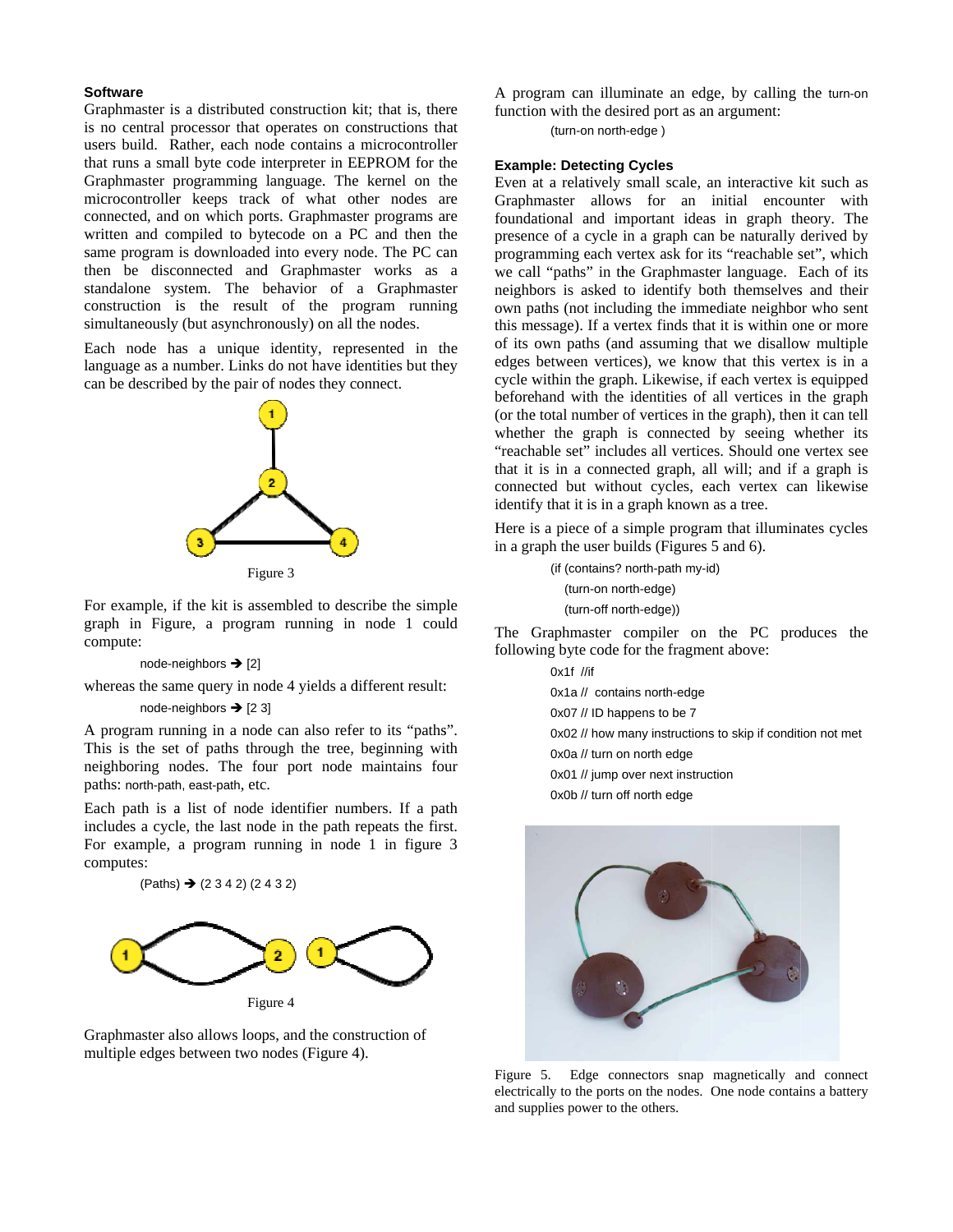### Software

Graphmaster is a distributed construction kit; that is, there is no central processor that operates on constructions that users build. Rather, each node contains a microcontroller that runs a small byte code interpreter in EEPROM for the Graphmaster programming language. The kernel on the microcontroller keeps track of what other nodes are connected, and on which ports. Graphmaster programs are written and compiled to bytecode on a PC and then the same program is downloaded into every node. The PC can then be disconnected and Graphmaster works as a standalone system. The behavior of a Graphmaster construction is the result of the program running simultaneously (but asynchronously) on all the nodes.

Each node has a unique identity, represented in the language as a number. Links do not have identities but they can be described by the pair of nodes they connect.

Figure 3

For example, if the kit is assembled to describe the simple graph in Figure, a program running in node 1 could compute:

```
node-neighbors → [2]
```

whereas the same query in node 4 yields a different result:

```
node-neighbors → [2 3]
```

A program running in a node can also refer to its "paths". This is the set of paths through the tree, beginning with neighboring nodes. The four port node maintains four paths: north-path, east-path, etc.

Each path is a list of node identifier numbers. If a path includes a cycle, the last node in the path repeats the first. For example, a program running in node 1 in figure 3 computes:

```
(Paths) → (2 3 4 2) (2 4 3 2)
```

Figure 4

Graphmaster also allows loops, and the construction of multiple edges between two nodes (Figure 4).

A program can illuminate an edge, by calling the turn-on function with the desired port as an argument:

```
(turn-on north-edge )
```

### Example: Detecting Cycles

Even at a relatively small scale, an interactive kit such as Graphmaster allows for an initial encounter with foundational and important ideas in graph theory. The presence of a cycle in a graph can be naturally derived by programming each vertex ask for its "reachable set", which we call "paths" in the Graphmaster language. Each of its neighbors is asked to identify both themselves and their own paths (not including the immediate neighbor who sent this message). If a vertex finds that it is within one or more of its own paths (and assuming that we disallow multiple edges between vertices), we know that this vertex is in a cycle within the graph. Likewise, if each vertex is equipped beforehand with the identities of all vertices in the graph (or the total number of vertices in the graph), then it can tell whether the graph is connected by seeing whether its "reachable set" includes all vertices. Should one vertex see that it is in a connected graph, all will; and if a graph is connected but without cycles, each vertex can likewise identify that it is in a graph known as a tree.

Here is a piece of a simple program that illuminates cycles in a graph the user builds (Figures 5 and 6).

```
(if (contains? north-path my-id)
   (turn-on north-edge)
   (turn-off north-edge))
```

The Graphmaster compiler on the PC produces the following byte code for the fragment above:

```
0x1f //if
0x1a // contains north-edge
0x07 // ID happens to be 7
0x02 // how many instructions to skip if condition not met
0x0a // turn on north edge
0x01 // jump over next instruction
0x0b // turn off north edge
```

Figure 5. Edge connectors snap magnetically and connect electrically to the ports on the nodes. One node contains a battery and supplies power to the others.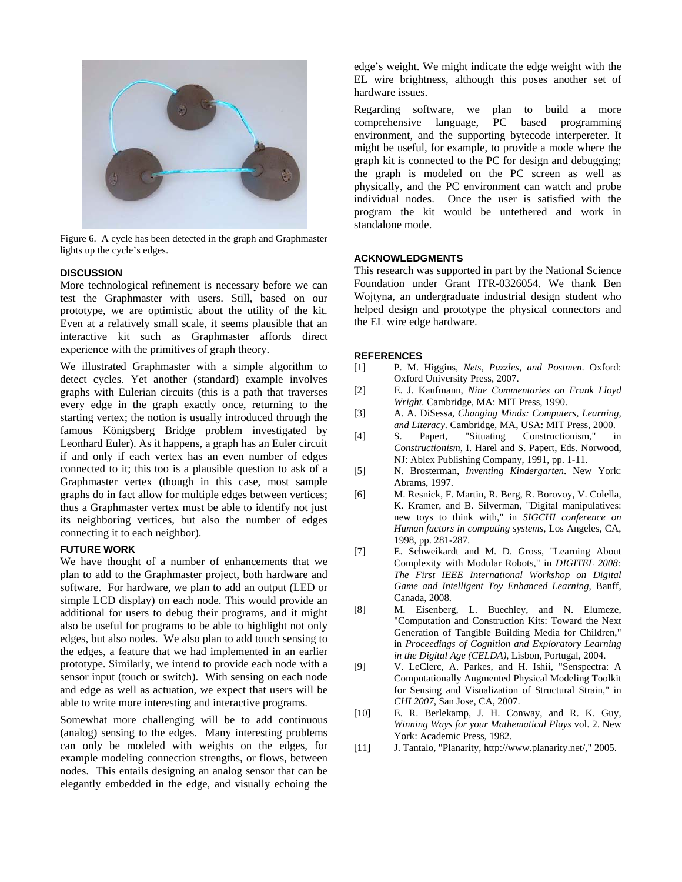Figure 6. A cycle has been detected in the graph and Graphmaster lights up the cycle's edges.

## DISCUSSION

More technological refinement is necessary before we can test the Graphmaster with users. Still, based on our prototype, we are optimistic about the utility of the kit. Even at a relatively small scale, it seems plausible that an interactive kit such as Graphmaster affords direct experience with the primitives of graph theory.

We illustrated Graphmaster with a simple algorithm to detect cycles. Yet another (standard) example involves graphs with Eulerian circuits (this is a path that traverses every edge in the graph exactly once, returning to the starting vertex; the notion is usually introduced through the famous Königsberg Bridge problem investigated by Leonhard Euler). As it happens, a graph has an Euler circuit if and only if each vertex has an even number of edges connected to it; this too is a plausible question to ask of a Graphmaster vertex (though in this case, most sample graphs do in fact allow for multiple edges between vertices; thus a Graphmaster vertex must be able to identify not just its neighboring vertices, but also the number of edges connecting it to each neighbor).

## FUTURE WORK

We have thought of a number of enhancements that we plan to add to the Graphmaster project, both hardware and software. For hardware, we plan to add an output (LED or simple LCD display) on each node. This would provide an additional for users to debug their programs, and it might also be useful for programs to be able to highlight not only edges, but also nodes. We also plan to add touch sensing to the edges, a feature that we had implemented in an earlier prototype. Similarly, we intend to provide each node with a sensor input (touch or switch). With sensing on each node and edge as well as actuation, we expect that users will be able to write more interesting and interactive programs.

Somewhat more challenging will be to add continuous (analog) sensing to the edges. Many interesting problems can only be modeled with weights on the edges, for example modeling connection strengths, or flows, between nodes. This entails designing an analog sensor that can be elegantly embedded in the edge, and visually echoing the edge's weight. We might indicate the edge weight with the EL wire brightness, although this poses another set of hardware issues.

Regarding software, we plan to build a more comprehensive language, PC based programming environment, and the supporting bytecode interpereter. It might be useful, for example, to provide a mode where the graph kit is connected to the PC for design and debugging; the graph is modeled on the PC screen as well as physically, and the PC environment can watch and probe individual nodes. Once the user is satisfied with the program the kit would be untethered and work in standalone mode.

## ACKNOWLEDGMENTS

This research was supported in part by the National Science Foundation under Grant ITR-0326054. We thank Ben Wojtyna, an undergraduate industrial design student who helped design and prototype the physical connectors and the EL wire edge hardware.

## REFERENCES

[1] P. M. Higgins, *Nets, Puzzles, and Postmen*. Oxford: Oxford University Press, 2007.

[2] E. J. Kaufmann, *Nine Commentaries on Frank Lloyd Wright.* Cambridge, MA: MIT Press, 1990.

[3] A. A. DiSessa, *Changing Minds: Computers, Learning, and Literacy*. Cambridge, MA, USA: MIT Press, 2000.

[4] S. Papert, "Situating Constructionism," in *Constructionism*, I. Harel and S. Papert, Eds. Norwood, NJ: Ablex Publishing Company, 1991, pp. 1-11.

[5] N. Brosterman, *Inventing Kindergarten*. New York: Abrams, 1997.

[6] M. Resnick, F. Martin, R. Berg, R. Borovoy, V. Colella, K. Kramer, and B. Silverman, "Digital manipulatives: new toys to think with," in *SIGCHI conference on Human factors in computing systems*, Los Angeles, CA, 1998, pp. 281-287.

[7] E. Schweikardt and M. D. Gross, "Learning About Complexity with Modular Robots," in *DIGITEL 2008: The First IEEE International Workshop on Digital Game and Intelligent Toy Enhanced Learning*, Banff, Canada, 2008.

[8] M. Eisenberg, L. Buechley, and N. Elumeze, "Computation and Construction Kits: Toward the Next Generation of Tangible Building Media for Children," in *Proceedings of Cognition and Exploratory Learning in the Digital Age (CELDA)*, Lisbon, Portugal, 2004.

[9] V. LeClerc, A. Parkes, and H. Ishii, "Senspectra: A Computationally Augmented Physical Modeling Toolkit for Sensing and Visualization of Structural Strain," in *CHI 2007*, San Jose, CA, 2007.

[10] E. R. Berlekamp, J. H. Conway, and R. K. Guy, *Winning Ways for your Mathematical Plays* vol. 2. New York: Academic Press, 1982.

[11] J. Tantalo, "Planarity, http://www.planarity.net/," 2005.